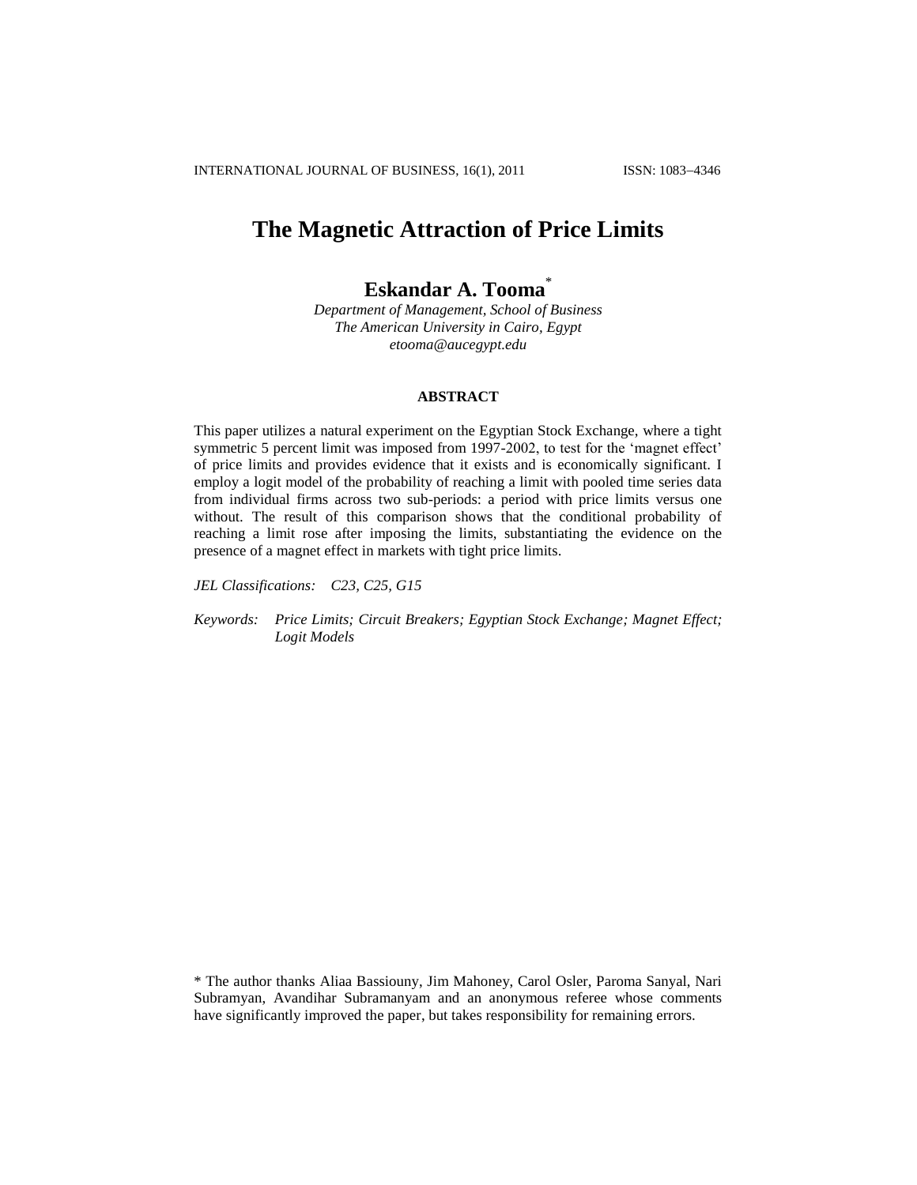# The Magnetic Attraction of Price Limits

## Eskandar A. Tooma[*]

*Department of Management, School of Business*
*The American University in Cairo, Egypt*
*etooma@aucegypt.edu*

### ABSTRACT

This paper utilizes a natural experiment on the Egyptian Stock Exchange, where a tight symmetric 5 percent limit was imposed from 1997-2002, to test for the 'magnet effect' of price limits and provides evidence that it exists and is economically significant. I employ a logit model of the probability of reaching a limit with pooled time series data from individual firms across two sub-periods: a period with price limits versus one without. The result of this comparison shows that the conditional probability of reaching a limit rose after imposing the limits, substantiating the evidence on the presence of a magnet effect in markets with tight price limits.

*JEL Classifications:* *C23, C25, G15*

*Keywords:* *Price Limits; Circuit Breakers; Egyptian Stock Exchange; Magnet Effect; Logit Models*

[*] The author thanks Aliaa Bassiouny, Jim Mahoney, Carol Osler, Paroma Sanyal, Nari Subramyan, Avandihar Subramanyam and an anonymous referee whose comments have significantly improved the paper, but takes responsibility for remaining errors.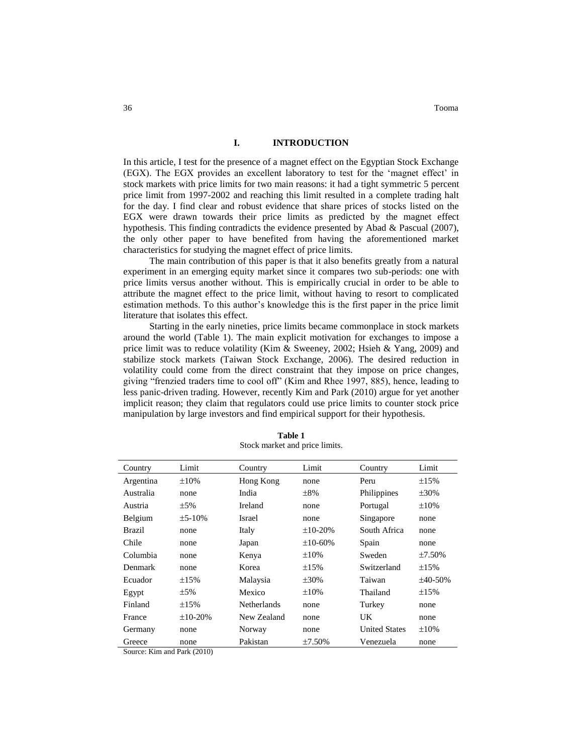## I. INTRODUCTION

In this article, I test for the presence of a magnet effect on the Egyptian Stock Exchange (EGX). The EGX provides an excellent laboratory to test for the 'magnet effect' in stock markets with price limits for two main reasons: it had a tight symmetric 5 percent price limit from 1997-2002 and reaching this limit resulted in a complete trading halt for the day. I find clear and robust evidence that share prices of stocks listed on the EGX were drawn towards their price limits as predicted by the magnet effect hypothesis. This finding contradicts the evidence presented by Abad & Pascual (2007), the only other paper to have benefited from having the aforementioned market characteristics for studying the magnet effect of price limits.

The main contribution of this paper is that it also benefits greatly from a natural experiment in an emerging equity market since it compares two sub-periods: one with price limits versus another without. This is empirically crucial in order to be able to attribute the magnet effect to the price limit, without having to resort to complicated estimation methods. To this author's knowledge this is the first paper in the price limit literature that isolates this effect.

Starting in the early nineties, price limits became commonplace in stock markets around the world (Table 1). The main explicit motivation for exchanges to impose a price limit was to reduce volatility (Kim & Sweeney, 2002; Hsieh & Yang, 2009) and stabilize stock markets (Taiwan Stock Exchange, 2006). The desired reduction in volatility could come from the direct constraint that they impose on price changes, giving "frenzied traders time to cool off" (Kim and Rhee 1997, 885), hence, leading to less panic-driven trading. However, recently Kim and Park (2010) argue for yet another implicit reason; they claim that regulators could use price limits to counter stock price manipulation by large investors and find empirical support for their hypothesis.

**Table 1**
Stock market and price limits.

| Country | Limit | Country | Limit | Country | Limit |
|---|---|---|---|---|---|
| Argentina | ±10% | Hong Kong | none | Peru | ±15% |
| Australia | none | India | ±8% | Philippines | ±30% |
| Austria | ±5% | Ireland | none | Portugal | ±10% |
| Belgium | ±5-10% | Israel | none | Singapore | none |
| Brazil | none | Italy | ±10-20% | South Africa | none |
| Chile | none | Japan | ±10-60% | Spain | none |
| Columbia | none | Kenya | ±10% | Sweden | ±7.50% |
| Denmark | none | Korea | ±15% | Switzerland | ±15% |
| Ecuador | ±15% | Malaysia | ±30% | Taiwan | ±40-50% |
| Egypt | ±5% | Mexico | ±10% | Thailand | ±15% |
| Finland | ±15% | Netherlands | none | Turkey | none |
| France | ±10-20% | New Zealand | none | UK | none |
| Germany | none | Norway | none | United States | ±10% |
| Greece | none | Pakistan | ±7.50% | Venezuela | none |

Source: Kim and Park (2010)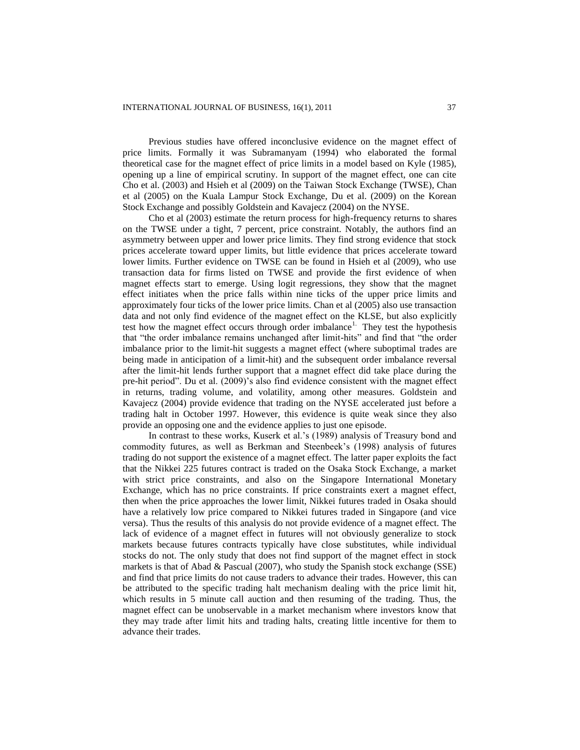Previous studies have offered inconclusive evidence on the magnet effect of price limits. Formally it was Subramanyam (1994) who elaborated the formal theoretical case for the magnet effect of price limits in a model based on Kyle (1985), opening up a line of empirical scrutiny. In support of the magnet effect, one can cite Cho et al. (2003) and Hsieh et al (2009) on the Taiwan Stock Exchange (TWSE), Chan et al (2005) on the Kuala Lampur Stock Exchange, Du et al. (2009) on the Korean Stock Exchange and possibly Goldstein and Kavajecz (2004) on the NYSE.

Cho et al (2003) estimate the return process for high-frequency returns to shares on the TWSE under a tight, 7 percent, price constraint. Notably, the authors find an asymmetry between upper and lower price limits. They find strong evidence that stock prices accelerate toward upper limits, but little evidence that prices accelerate toward lower limits. Further evidence on TWSE can be found in Hsieh et al (2009), who use transaction data for firms listed on TWSE and provide the first evidence of when magnet effects start to emerge. Using logit regressions, they show that the magnet effect initiates when the price falls within nine ticks of the upper price limits and approximately four ticks of the lower price limits. Chan et al (2005) also use transaction data and not only find evidence of the magnet effect on the KLSE, but also explicitly test how the magnet effect occurs through order imbalance[1]. They test the hypothesis that "the order imbalance remains unchanged after limit-hits" and find that "the order imbalance prior to the limit-hit suggests a magnet effect (where suboptimal trades are being made in anticipation of a limit-hit) and the subsequent order imbalance reversal after the limit-hit lends further support that a magnet effect did take place during the pre-hit period". Du et al. (2009)'s also find evidence consistent with the magnet effect in returns, trading volume, and volatility, among other measures. Goldstein and Kavajecz (2004) provide evidence that trading on the NYSE accelerated just before a trading halt in October 1997. However, this evidence is quite weak since they also provide an opposing one and the evidence applies to just one episode.

In contrast to these works, Kuserk et al.'s (1989) analysis of Treasury bond and commodity futures, as well as Berkman and Steenbeek's (1998) analysis of futures trading do not support the existence of a magnet effect. The latter paper exploits the fact that the Nikkei 225 futures contract is traded on the Osaka Stock Exchange, a market with strict price constraints, and also on the Singapore International Monetary Exchange, which has no price constraints. If price constraints exert a magnet effect, then when the price approaches the lower limit, Nikkei futures traded in Osaka should have a relatively low price compared to Nikkei futures traded in Singapore (and vice versa). Thus the results of this analysis do not provide evidence of a magnet effect. The lack of evidence of a magnet effect in futures will not obviously generalize to stock markets because futures contracts typically have close substitutes, while individual stocks do not. The only study that does not find support of the magnet effect in stock markets is that of Abad & Pascual (2007), who study the Spanish stock exchange (SSE) and find that price limits do not cause traders to advance their trades. However, this can be attributed to the specific trading halt mechanism dealing with the price limit hit, which results in 5 minute call auction and then resuming of the trading. Thus, the magnet effect can be unobservable in a market mechanism where investors know that they may trade after limit hits and trading halts, creating little incentive for them to advance their trades.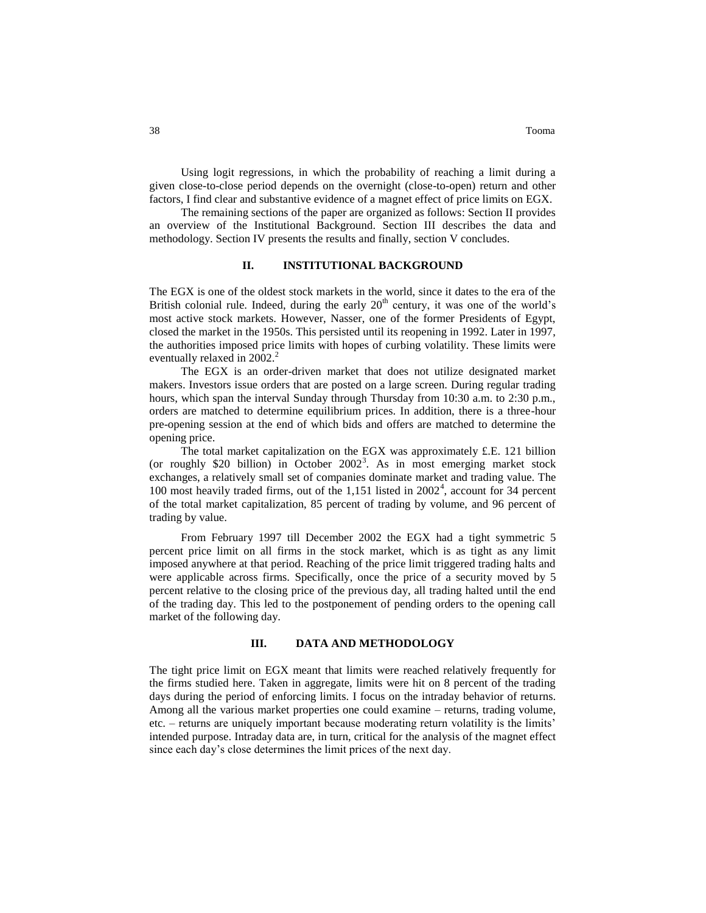Using logit regressions, in which the probability of reaching a limit during a given close-to-close period depends on the overnight (close-to-open) return and other factors, I find clear and substantive evidence of a magnet effect of price limits on EGX.

The remaining sections of the paper are organized as follows: Section II provides an overview of the Institutional Background. Section III describes the data and methodology. Section IV presents the results and finally, section V concludes.

## II. INSTITUTIONAL BACKGROUND

The EGX is one of the oldest stock markets in the world, since it dates to the era of the British colonial rule. Indeed, during the early 20th century, it was one of the world's most active stock markets. However, Nasser, one of the former Presidents of Egypt, closed the market in the 1950s. This persisted until its reopening in 1992. Later in 1997, the authorities imposed price limits with hopes of curbing volatility. These limits were eventually relaxed in 2002.[2]

The EGX is an order-driven market that does not utilize designated market makers. Investors issue orders that are posted on a large screen. During regular trading hours, which span the interval Sunday through Thursday from 10:30 a.m. to 2:30 p.m., orders are matched to determine equilibrium prices. In addition, there is a three-hour pre-opening session at the end of which bids and offers are matched to determine the opening price.

The total market capitalization on the EGX was approximately £.E. 121 billion (or roughly \$20 billion) in October 2002[3]. As in most emerging market stock exchanges, a relatively small set of companies dominate market and trading value. The 100 most heavily traded firms, out of the 1,151 listed in 2002[4], account for 34 percent of the total market capitalization, 85 percent of trading by volume, and 96 percent of trading by value.

From February 1997 till December 2002 the EGX had a tight symmetric 5 percent price limit on all firms in the stock market, which is as tight as any limit imposed anywhere at that period. Reaching of the price limit triggered trading halts and were applicable across firms. Specifically, once the price of a security moved by 5 percent relative to the closing price of the previous day, all trading halted until the end of the trading day. This led to the postponement of pending orders to the opening call market of the following day.

## III. DATA AND METHODOLOGY

The tight price limit on EGX meant that limits were reached relatively frequently for the firms studied here. Taken in aggregate, limits were hit on 8 percent of the trading days during the period of enforcing limits. I focus on the intraday behavior of returns. Among all the various market properties one could examine – returns, trading volume, etc. – returns are uniquely important because moderating return volatility is the limits' intended purpose. Intraday data are, in turn, critical for the analysis of the magnet effect since each day's close determines the limit prices of the next day.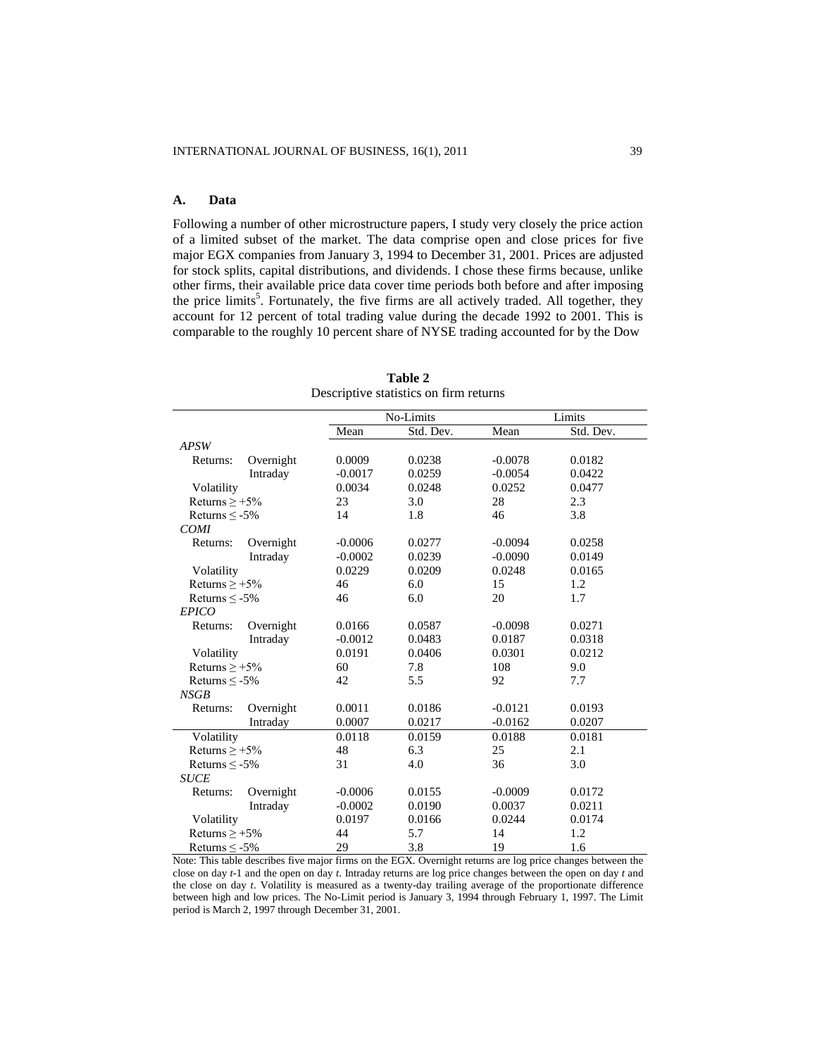### A. Data

Following a number of other microstructure papers, I study very closely the price action of a limited subset of the market. The data comprise open and close prices for five major EGX companies from January 3, 1994 to December 31, 2001. Prices are adjusted for stock splits, capital distributions, and dividends. I chose these firms because, unlike other firms, their available price data cover time periods both before and after imposing the price limits[5]. Fortunately, the five firms are all actively traded. All together, they account for 12 percent of total trading value during the decade 1992 to 2001. This is comparable to the roughly 10 percent share of NYSE trading accounted for by the Dow

**Table 2**
Descriptive statistics on firm returns

| | | No-Limits | | Limits | |
|---|---|---|---|---|---|
| | | Mean | Std. Dev. | Mean | Std. Dev. |
| *APSW* | | | | | |
| Returns: | Overnight | 0.0009 | 0.0238 | -0.0078 | 0.0182 |
| | Intraday | -0.0017 | 0.0259 | -0.0054 | 0.0422 |
| Volatility | | 0.0034 | 0.0248 | 0.0252 | 0.0477 |
| Returns ≥ +5% | | 23 | 3.0 | 28 | 2.3 |
| Returns ≤ -5% | | 14 | 1.8 | 46 | 3.8 |
| *COMI* | | | | | |
| Returns: | Overnight | -0.0006 | 0.0277 | -0.0094 | 0.0258 |
| | Intraday | -0.0002 | 0.0239 | -0.0090 | 0.0149 |
| Volatility | | 0.0229 | 0.0209 | 0.0248 | 0.0165 |
| Returns ≥ +5% | | 46 | 6.0 | 15 | 1.2 |
| Returns ≤ -5% | | 46 | 6.0 | 20 | 1.7 |
| *EPICO* | | | | | |
| Returns: | Overnight | 0.0166 | 0.0587 | -0.0098 | 0.0271 |
| | Intraday | -0.0012 | 0.0483 | 0.0187 | 0.0318 |
| Volatility | | 0.0191 | 0.0406 | 0.0301 | 0.0212 |
| Returns ≥ +5% | | 60 | 7.8 | 108 | 9.0 |
| Returns ≤ -5% | | 42 | 5.5 | 92 | 7.7 |
| *NSGB* | | | | | |
| Returns: | Overnight | 0.0011 | 0.0186 | -0.0121 | 0.0193 |
| | Intraday | 0.0007 | 0.0217 | -0.0162 | 0.0207 |
| Volatility | | 0.0118 | 0.0159 | 0.0188 | 0.0181 |
| Returns ≥ +5% | | 48 | 6.3 | 25 | 2.1 |
| Returns ≤ -5% | | 31 | 4.0 | 36 | 3.0 |
| *SUCE* | | | | | |
| Returns: | Overnight | -0.0006 | 0.0155 | -0.0009 | 0.0172 |
| | Intraday | -0.0002 | 0.0190 | 0.0037 | 0.0211 |
| Volatility | | 0.0197 | 0.0166 | 0.0244 | 0.0174 |
| Returns ≥ +5% | | 44 | 5.7 | 14 | 1.2 |
| Returns ≤ -5% | | 29 | 3.8 | 19 | 1.6 |

Note: This table describes five major firms on the EGX. Overnight returns are log price changes between the close on day $t$-1 and the open on day $t$. Intraday returns are log price changes between the open on day $t$ and the close on day $t$. Volatility is measured as a twenty-day trailing average of the proportionate difference between high and low prices. The No-Limit period is January 3, 1994 through February 1, 1997. The Limit period is March 2, 1997 through December 31, 2001.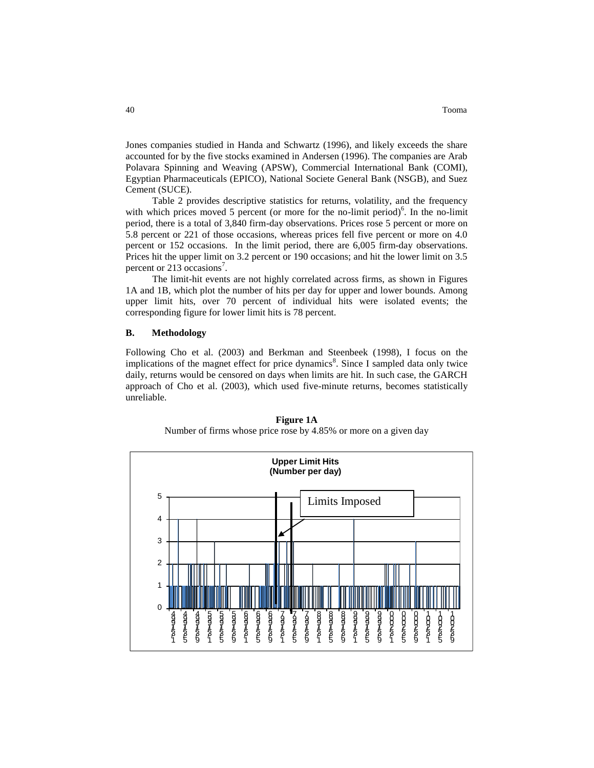Jones companies studied in Handa and Schwartz (1996), and likely exceeds the share accounted for by the five stocks examined in Andersen (1996). The companies are Arab Polavara Spinning and Weaving (APSW), Commercial International Bank (COMI), Egyptian Pharmaceuticals (EPICO), National Societe General Bank (NSGB), and Suez Cement (SUCE).

Table 2 provides descriptive statistics for returns, volatility, and the frequency with which prices moved 5 percent (or more for the no-limit period)[6]. In the no-limit period, there is a total of 3,840 firm-day observations. Prices rose 5 percent or more on 5.8 percent or 221 of those occasions, whereas prices fell five percent or more on 4.0 percent or 152 occasions. In the limit period, there are 6,005 firm-day observations. Prices hit the upper limit on 3.2 percent or 190 occasions; and hit the lower limit on 3.5 percent or 213 occasions[7].

The limit-hit events are not highly correlated across firms, as shown in Figures 1A and 1B, which plot the number of hits per day for upper and lower bounds. Among upper limit hits, over 70 percent of individual hits were isolated events; the corresponding figure for lower limit hits is 78 percent.

### B. Methodology

Following Cho et al. (2003) and Berkman and Steenbeek (1998), I focus on the implications of the magnet effect for price dynamics[8]. Since I sampled data only twice daily, returns would be censored on days when limits are hit. In such case, the GARCH approach of Cho et al. (2003), which used five-minute returns, becomes statistically unreliable.

**Figure 1A**
Number of firms whose price rose by 4.85% or more on a given day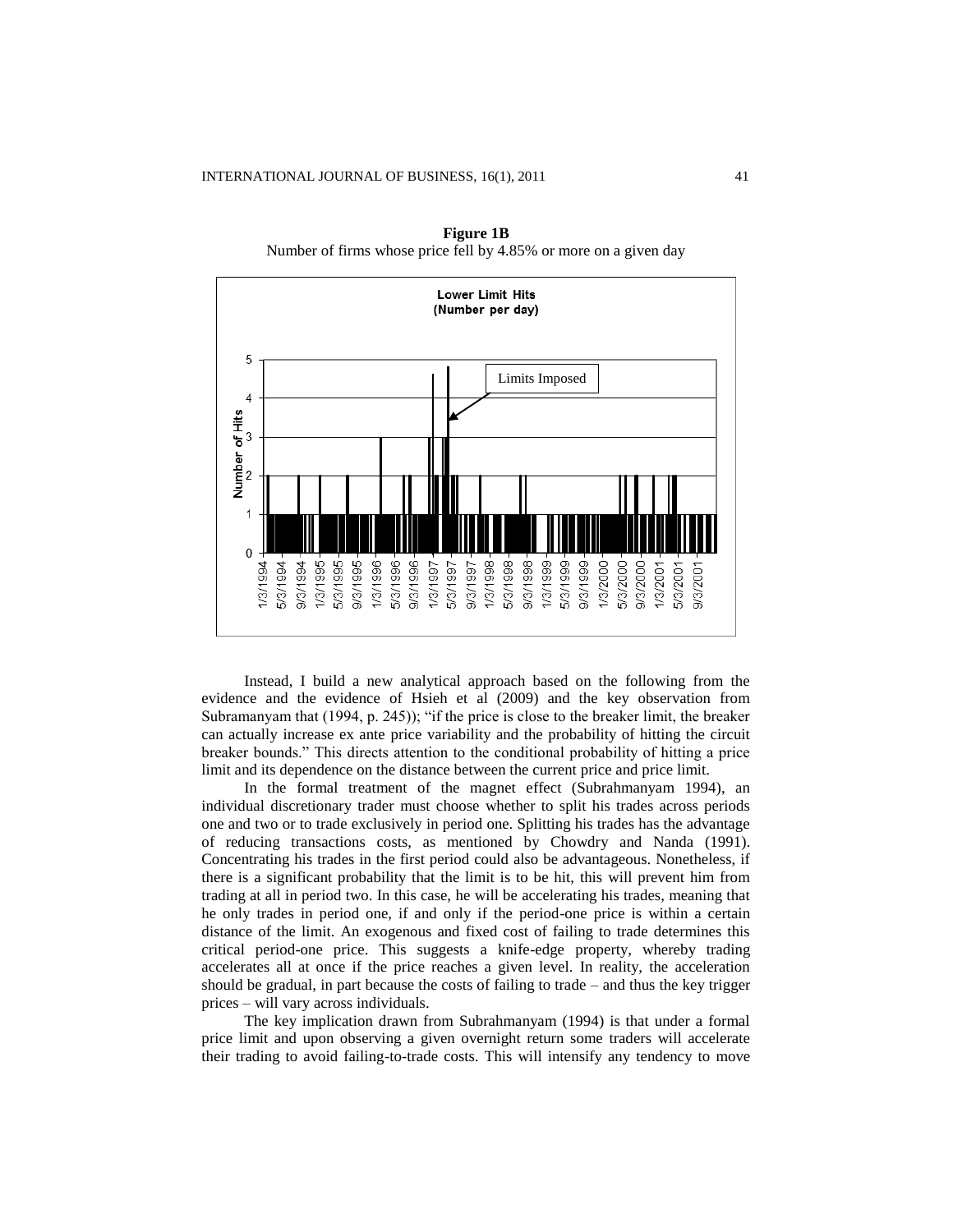**Figure 1B**

Number of firms whose price fell by 4.85% or more on a given day

Instead, I build a new analytical approach based on the following from the evidence and the evidence of Hsieh et al (2009) and the key observation from Subramanyam that (1994, p. 245)); "if the price is close to the breaker limit, the breaker can actually increase ex ante price variability and the probability of hitting the circuit breaker bounds." This directs attention to the conditional probability of hitting a price limit and its dependence on the distance between the current price and price limit.

In the formal treatment of the magnet effect (Subrahmanyam 1994), an individual discretionary trader must choose whether to split his trades across periods one and two or to trade exclusively in period one. Splitting his trades has the advantage of reducing transactions costs, as mentioned by Chowdry and Nanda (1991). Concentrating his trades in the first period could also be advantageous. Nonetheless, if there is a significant probability that the limit is to be hit, this will prevent him from trading at all in period two. In this case, he will be accelerating his trades, meaning that he only trades in period one, if and only if the period-one price is within a certain distance of the limit. An exogenous and fixed cost of failing to trade determines this critical period-one price. This suggests a knife-edge property, whereby trading accelerates all at once if the price reaches a given level. In reality, the acceleration should be gradual, in part because the costs of failing to trade – and thus the key trigger prices – will vary across individuals.

The key implication drawn from Subrahmanyam (1994) is that under a formal price limit and upon observing a given overnight return some traders will accelerate their trading to avoid failing-to-trade costs. This will intensify any tendency to move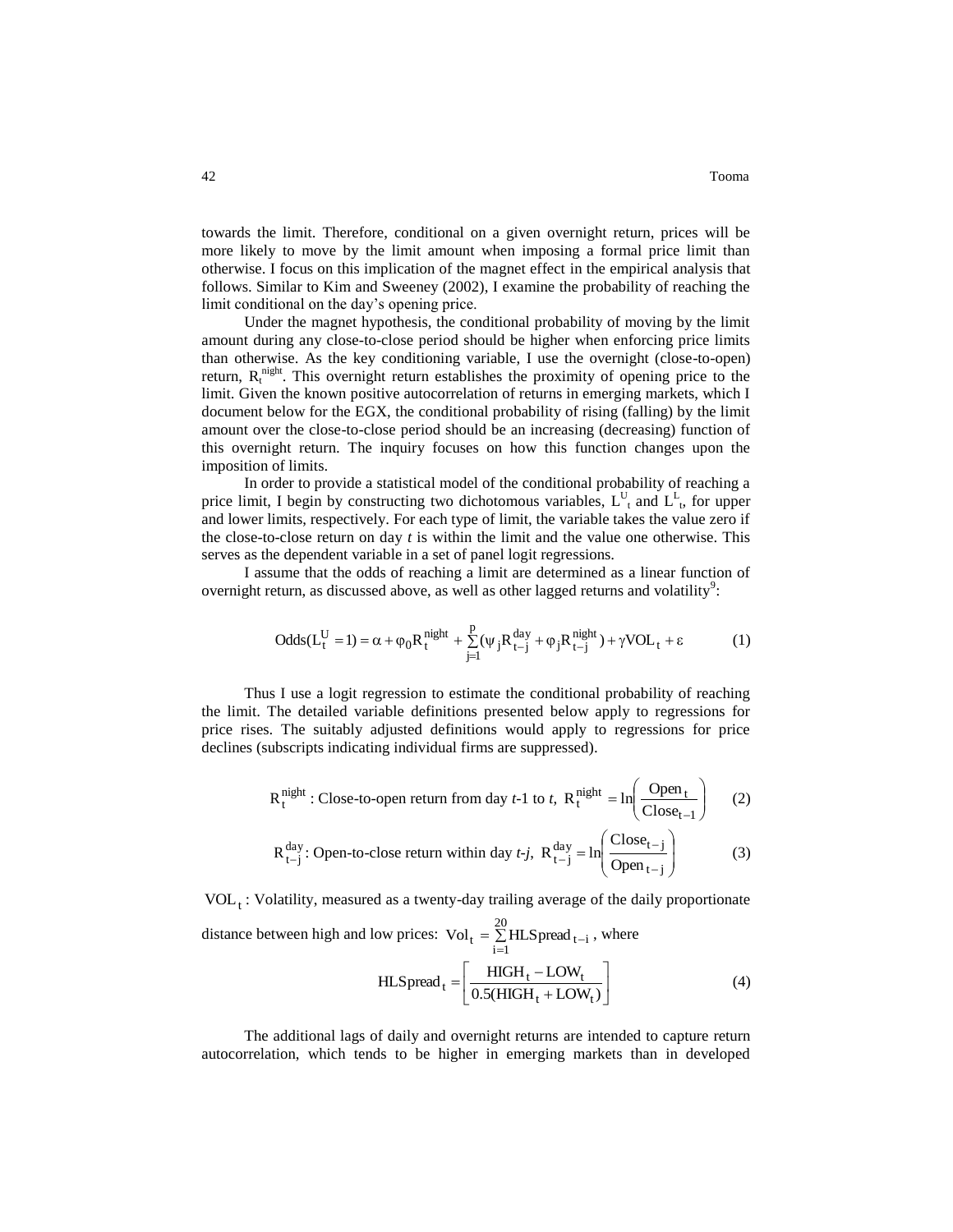towards the limit. Therefore, conditional on a given overnight return, prices will be more likely to move by the limit amount when imposing a formal price limit than otherwise. I focus on this implication of the magnet effect in the empirical analysis that follows. Similar to Kim and Sweeney (2002), I examine the probability of reaching the limit conditional on the day's opening price.

Under the magnet hypothesis, the conditional probability of moving by the limit amount during any close-to-close period should be higher when enforcing price limits than otherwise. As the key conditioning variable, I use the overnight (close-to-open) return, $R_t^{night}$. This overnight return establishes the proximity of opening price to the limit. Given the known positive autocorrelation of returns in emerging markets, which I document below for the EGX, the conditional probability of rising (falling) by the limit amount over the close-to-close period should be an increasing (decreasing) function of this overnight return. The inquiry focuses on how this function changes upon the imposition of limits.

In order to provide a statistical model of the conditional probability of reaching a price limit, I begin by constructing two dichotomous variables, $L^U_t$ and $L^L_t$, for upper and lower limits, respectively. For each type of limit, the variable takes the value zero if the close-to-close return on day *t* is within the limit and the value one otherwise. This serves as the dependent variable in a set of panel logit regressions.

I assume that the odds of reaching a limit are determined as a linear function of overnight return, as discussed above, as well as other lagged returns and volatility[9]:

$$\text{Odds}(L_t^U = 1) = \alpha + \varphi_0 R_t^{night} + \sum_{j=1}^{p}(\psi_j R_{t-j}^{day} + \varphi_j R_{t-j}^{night}) + \gamma \text{VOL}_t + \varepsilon \qquad (1)$$

Thus I use a logit regression to estimate the conditional probability of reaching the limit. The detailed variable definitions presented below apply to regressions for price rises. The suitably adjusted definitions would apply to regressions for price declines (subscripts indicating individual firms are suppressed).

$R_t^{night}$ : Close-to-open return from day *t*-1 to *t*, $R_t^{night} = \ln\left(\frac{\text{Open}_t}{\text{Close}_{t-1}}\right)$ (2)

$R_{t-j}^{day}$: Open-to-close return within day *t-j*, $R_{t-j}^{day} = \ln\left(\frac{\text{Close}_{t-j}}{\text{Open}_{t-j}}\right)$ (3)

$\text{VOL}_t$ : Volatility, measured as a twenty-day trailing average of the daily proportionate distance between high and low prices: $\text{Vol}_t = \sum_{i=1}^{20} \text{HLSpread}_{t-i}$ , where

$$\text{HLSpread}_t = \left[\frac{\text{HIGH}_t - \text{LOW}_t}{0.5(\text{HIGH}_t + \text{LOW}_t)}\right] \qquad (4)$$

The additional lags of daily and overnight returns are intended to capture return autocorrelation, which tends to be higher in emerging markets than in developed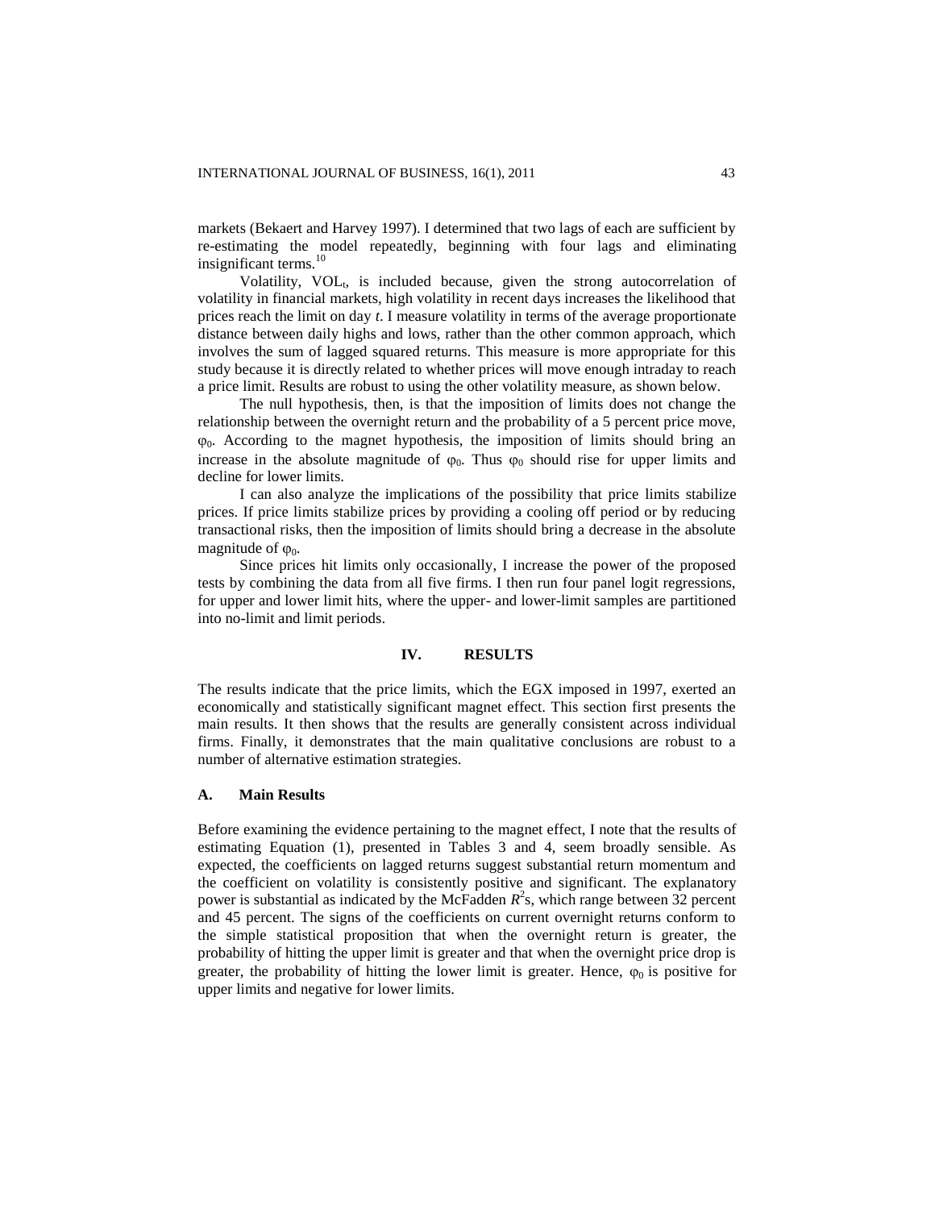markets (Bekaert and Harvey 1997). I determined that two lags of each are sufficient by re-estimating the model repeatedly, beginning with four lags and eliminating insignificant terms.[10]

Volatility, $VOL_t$, is included because, given the strong autocorrelation of volatility in financial markets, high volatility in recent days increases the likelihood that prices reach the limit on day *t*. I measure volatility in terms of the average proportionate distance between daily highs and lows, rather than the other common approach, which involves the sum of lagged squared returns. This measure is more appropriate for this study because it is directly related to whether prices will move enough intraday to reach a price limit. Results are robust to using the other volatility measure, as shown below.

The null hypothesis, then, is that the imposition of limits does not change the relationship between the overnight return and the probability of a 5 percent price move, $\varphi_0$. According to the magnet hypothesis, the imposition of limits should bring an increase in the absolute magnitude of $\varphi_0$. Thus $\varphi_0$ should rise for upper limits and decline for lower limits.

I can also analyze the implications of the possibility that price limits stabilize prices. If price limits stabilize prices by providing a cooling off period or by reducing transactional risks, then the imposition of limits should bring a decrease in the absolute magnitude of $\varphi_0$.

Since prices hit limits only occasionally, I increase the power of the proposed tests by combining the data from all five firms. I then run four panel logit regressions, for upper and lower limit hits, where the upper- and lower-limit samples are partitioned into no-limit and limit periods.

## IV. RESULTS

The results indicate that the price limits, which the EGX imposed in 1997, exerted an economically and statistically significant magnet effect. This section first presents the main results. It then shows that the results are generally consistent across individual firms. Finally, it demonstrates that the main qualitative conclusions are robust to a number of alternative estimation strategies.

### A. Main Results

Before examining the evidence pertaining to the magnet effect, I note that the results of estimating Equation (1), presented in Tables 3 and 4, seem broadly sensible. As expected, the coefficients on lagged returns suggest substantial return momentum and the coefficient on volatility is consistently positive and significant. The explanatory power is substantial as indicated by the McFadden $R^2$s, which range between 32 percent and 45 percent. The signs of the coefficients on current overnight returns conform to the simple statistical proposition that when the overnight return is greater, the probability of hitting the upper limit is greater and that when the overnight price drop is greater, the probability of hitting the lower limit is greater. Hence, $\varphi_0$ is positive for upper limits and negative for lower limits.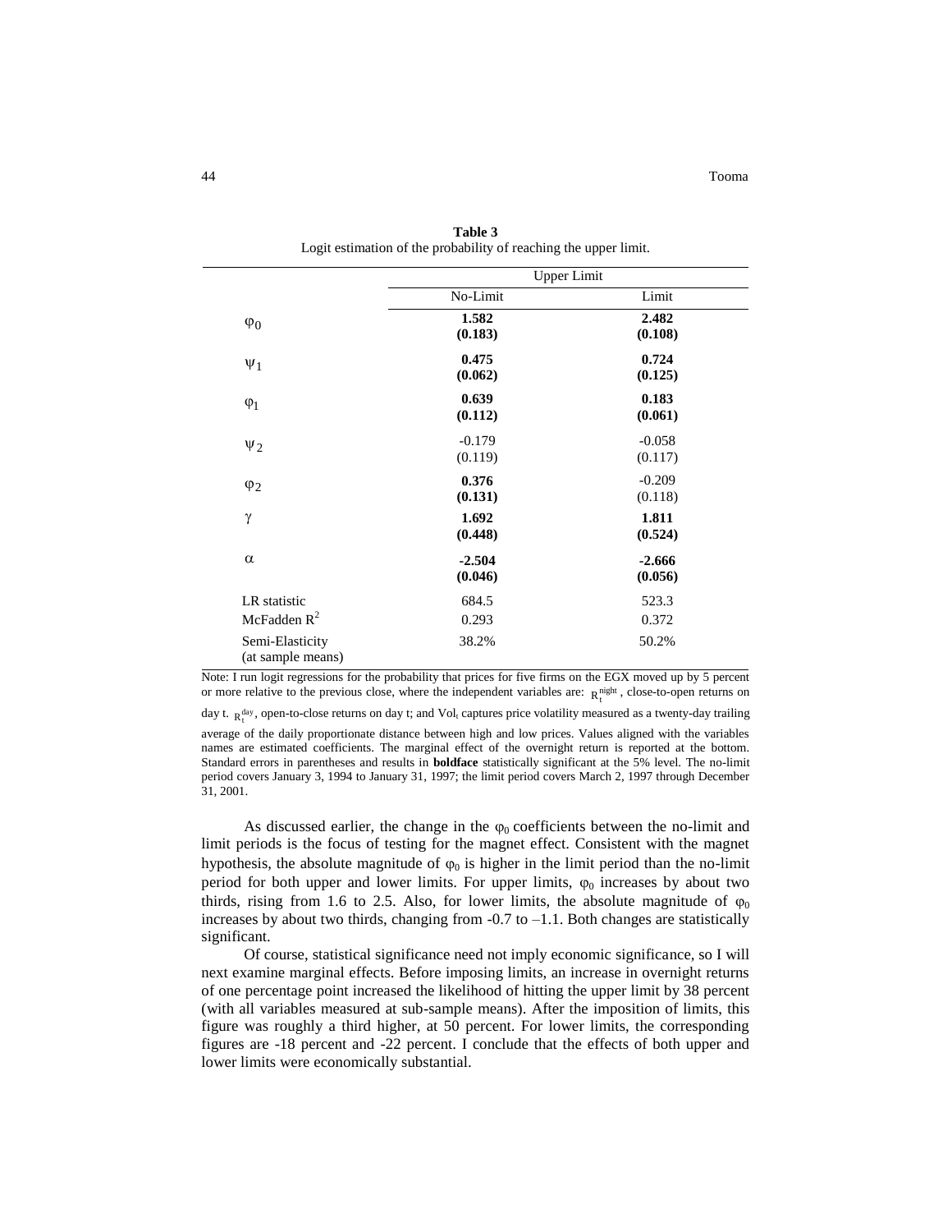**Table 3**
Logit estimation of the probability of reaching the upper limit.

| | Upper Limit | |
|---|---|---|
| | No-Limit | Limit |
| $\varphi_0$ | **1.582** **(0.183)** | **2.482** **(0.108)** |
| $\psi_1$ | **0.475** **(0.062)** | **0.724** **(0.125)** |
| $\varphi_1$ | **0.639** **(0.112)** | **0.183** **(0.061)** |
| $\psi_2$ | -0.179 (0.119) | -0.058 (0.117) |
| $\varphi_2$ | **0.376** **(0.131)** | -0.209 (0.118) |
| $\gamma$ | **1.692** **(0.448)** | **1.811** **(0.524)** |
| $\alpha$ | **-2.504** **(0.046)** | **-2.666** **(0.056)** |
| LR statistic | 684.5 | 523.3 |
| McFadden $R^2$ | 0.293 | 0.372 |
| Semi-Elasticity (at sample means) | 38.2% | 50.2% |

Note: I run logit regressions for the probability that prices for five firms on the EGX moved up by 5 percent or more relative to the previous close, where the independent variables are: $R_t^{night}$, close-to-open returns on day t. $R_t^{day}$, open-to-close returns on day t; and $Vol_t$ captures price volatility measured as a twenty-day trailing average of the daily proportionate distance between high and low prices. Values aligned with the variables names are estimated coefficients. The marginal effect of the overnight return is reported at the bottom. Standard errors in parentheses and results in **boldface** statistically significant at the 5% level. The no-limit period covers January 3, 1994 to January 31, 1997; the limit period covers March 2, 1997 through December 31, 2001.

As discussed earlier, the change in the $\varphi_0$ coefficients between the no-limit and limit periods is the focus of testing for the magnet effect. Consistent with the magnet hypothesis, the absolute magnitude of $\varphi_0$ is higher in the limit period than the no-limit period for both upper and lower limits. For upper limits, $\varphi_0$ increases by about two thirds, rising from 1.6 to 2.5. Also, for lower limits, the absolute magnitude of $\varphi_0$ increases by about two thirds, changing from -0.7 to –1.1. Both changes are statistically significant.

Of course, statistical significance need not imply economic significance, so I will next examine marginal effects. Before imposing limits, an increase in overnight returns of one percentage point increased the likelihood of hitting the upper limit by 38 percent (with all variables measured at sub-sample means). After the imposition of limits, this figure was roughly a third higher, at 50 percent. For lower limits, the corresponding figures are -18 percent and -22 percent. I conclude that the effects of both upper and lower limits were economically substantial.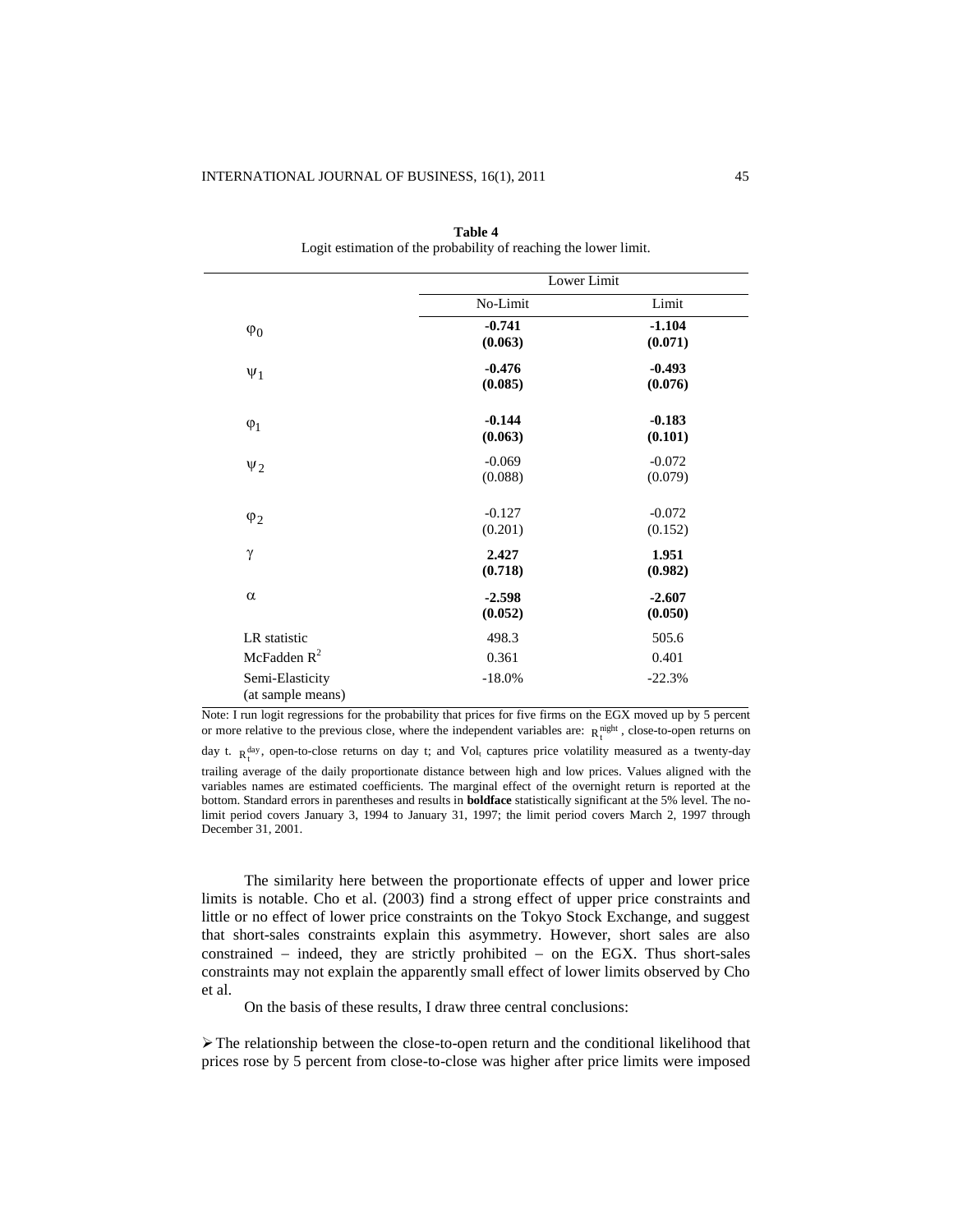**Table 4**
Logit estimation of the probability of reaching the lower limit.

| | Lower Limit | |
|---|---|---|
| | No-Limit | Limit |
| $\varphi_0$ | **-0.741** **(0.063)** | **-1.104** **(0.071)** |
| $\psi_1$ | **-0.476** **(0.085)** | **-0.493** **(0.076)** |
| $\varphi_1$ | **-0.144** **(0.063)** | **-0.183** **(0.101)** |
| $\psi_2$ | -0.069 (0.088) | -0.072 (0.079) |
| $\varphi_2$ | -0.127 (0.201) | -0.072 (0.152) |
| $\gamma$ | **2.427** **(0.718)** | **1.951** **(0.982)** |
| $\alpha$ | **-2.598** **(0.052)** | **-2.607** **(0.050)** |
| LR statistic | 498.3 | 505.6 |
| McFadden $R^2$ | 0.361 | 0.401 |
| Semi-Elasticity (at sample means) | -18.0% | -22.3% |

Note: I run logit regressions for the probability that prices for five firms on the EGX moved up by 5 percent or more relative to the previous close, where the independent variables are: $R_t^{night}$, close-to-open returns on day t. $R_t^{day}$, open-to-close returns on day t; and $Vol_t$ captures price volatility measured as a twenty-day trailing average of the daily proportionate distance between high and low prices. Values aligned with the variables names are estimated coefficients. The marginal effect of the overnight return is reported at the bottom. Standard errors in parentheses and results in **boldface** statistically significant at the 5% level. The no-limit period covers January 3, 1994 to January 31, 1997; the limit period covers March 2, 1997 through December 31, 2001.

The similarity here between the proportionate effects of upper and lower price limits is notable. Cho et al. (2003) find a strong effect of upper price constraints and little or no effect of lower price constraints on the Tokyo Stock Exchange, and suggest that short-sales constraints explain this asymmetry. However, short sales are also constrained – indeed, they are strictly prohibited – on the EGX. Thus short-sales constraints may not explain the apparently small effect of lower limits observed by Cho et al.

On the basis of these results, I draw three central conclusions:

- The relationship between the close-to-open return and the conditional likelihood that prices rose by 5 percent from close-to-close was higher after price limits were imposed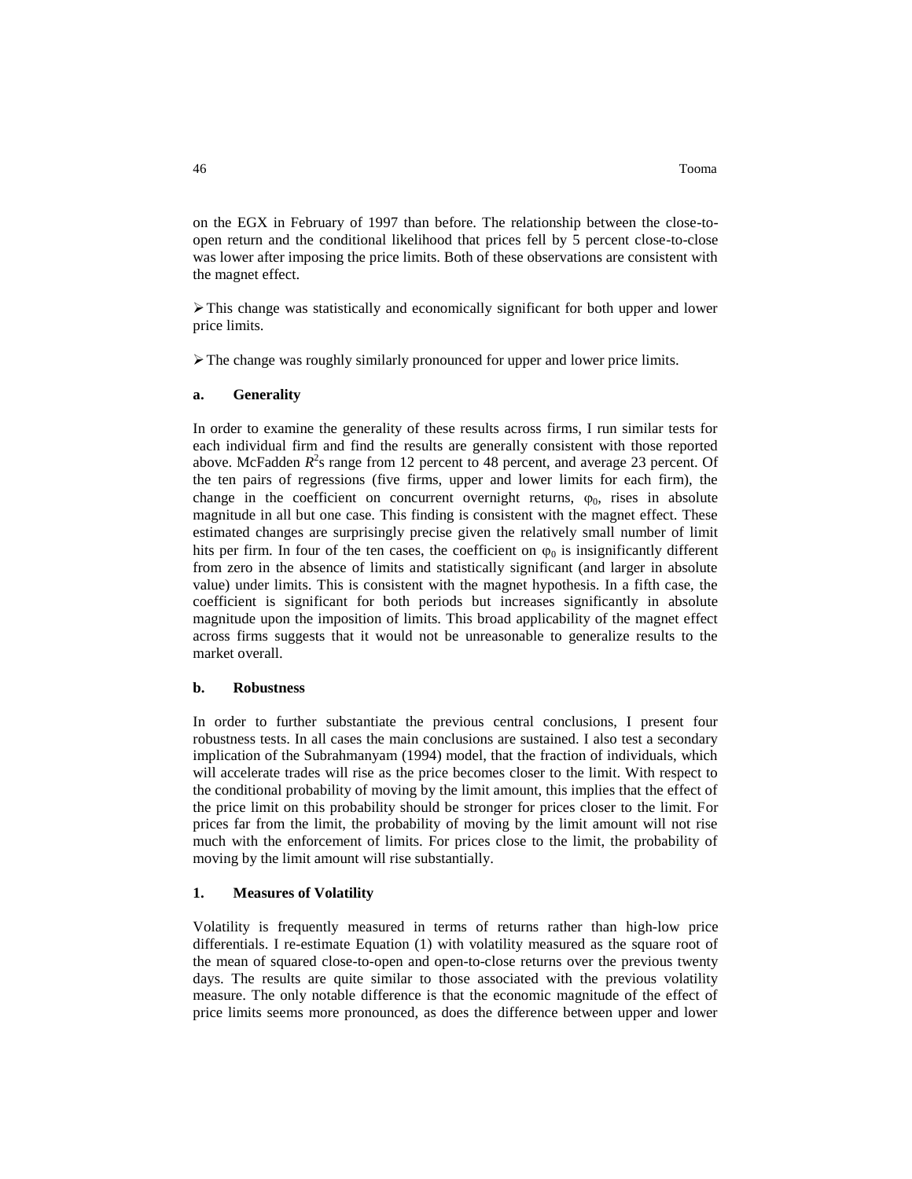on the EGX in February of 1997 than before. The relationship between the close-to-open return and the conditional likelihood that prices fell by 5 percent close-to-close was lower after imposing the price limits. Both of these observations are consistent with the magnet effect.

- This change was statistically and economically significant for both upper and lower price limits.

- The change was roughly similarly pronounced for upper and lower price limits.

#### a. Generality

In order to examine the generality of these results across firms, I run similar tests for each individual firm and find the results are generally consistent with those reported above. McFadden $R^2$s range from 12 percent to 48 percent, and average 23 percent. Of the ten pairs of regressions (five firms, upper and lower limits for each firm), the change in the coefficient on concurrent overnight returns, $\varphi_0$, rises in absolute magnitude in all but one case. This finding is consistent with the magnet effect. These estimated changes are surprisingly precise given the relatively small number of limit hits per firm. In four of the ten cases, the coefficient on $\varphi_0$ is insignificantly different from zero in the absence of limits and statistically significant (and larger in absolute value) under limits. This is consistent with the magnet hypothesis. In a fifth case, the coefficient is significant for both periods but increases significantly in absolute magnitude upon the imposition of limits. This broad applicability of the magnet effect across firms suggests that it would not be unreasonable to generalize results to the market overall.

#### b. Robustness

In order to further substantiate the previous central conclusions, I present four robustness tests. In all cases the main conclusions are sustained. I also test a secondary implication of the Subrahmanyam (1994) model, that the fraction of individuals, which will accelerate trades will rise as the price becomes closer to the limit. With respect to the conditional probability of moving by the limit amount, this implies that the effect of the price limit on this probability should be stronger for prices closer to the limit. For prices far from the limit, the probability of moving by the limit amount will not rise much with the enforcement of limits. For prices close to the limit, the probability of moving by the limit amount will rise substantially.

#### 1. Measures of Volatility

Volatility is frequently measured in terms of returns rather than high-low price differentials. I re-estimate Equation (1) with volatility measured as the square root of the mean of squared close-to-open and open-to-close returns over the previous twenty days. The results are quite similar to those associated with the previous volatility measure. The only notable difference is that the economic magnitude of the effect of price limits seems more pronounced, as does the difference between upper and lower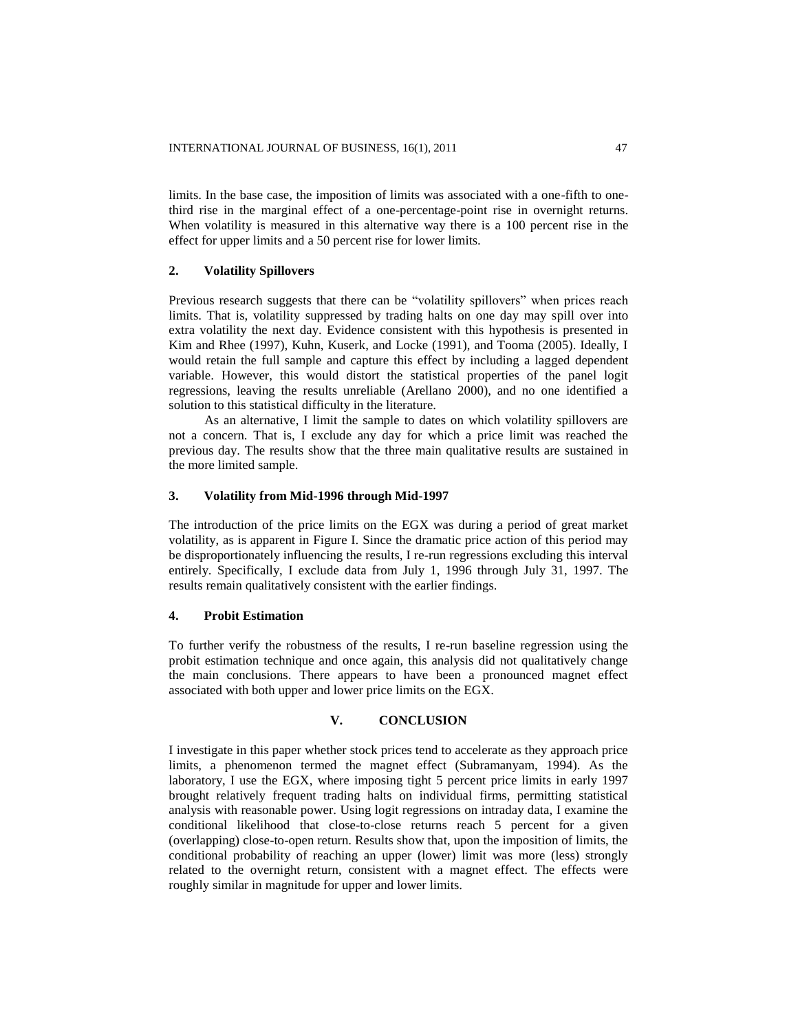limits. In the base case, the imposition of limits was associated with a one-fifth to one-third rise in the marginal effect of a one-percentage-point rise in overnight returns. When volatility is measured in this alternative way there is a 100 percent rise in the effect for upper limits and a 50 percent rise for lower limits.

### 2. Volatility Spillovers

Previous research suggests that there can be "volatility spillovers" when prices reach limits. That is, volatility suppressed by trading halts on one day may spill over into extra volatility the next day. Evidence consistent with this hypothesis is presented in Kim and Rhee (1997), Kuhn, Kuserk, and Locke (1991), and Tooma (2005). Ideally, I would retain the full sample and capture this effect by including a lagged dependent variable. However, this would distort the statistical properties of the panel logit regressions, leaving the results unreliable (Arellano 2000), and no one identified a solution to this statistical difficulty in the literature.

As an alternative, I limit the sample to dates on which volatility spillovers are not a concern. That is, I exclude any day for which a price limit was reached the previous day. The results show that the three main qualitative results are sustained in the more limited sample.

### 3. Volatility from Mid-1996 through Mid-1997

The introduction of the price limits on the EGX was during a period of great market volatility, as is apparent in Figure I. Since the dramatic price action of this period may be disproportionately influencing the results, I re-run regressions excluding this interval entirely. Specifically, I exclude data from July 1, 1996 through July 31, 1997. The results remain qualitatively consistent with the earlier findings.

### 4. Probit Estimation

To further verify the robustness of the results, I re-run baseline regression using the probit estimation technique and once again, this analysis did not qualitatively change the main conclusions. There appears to have been a pronounced magnet effect associated with both upper and lower price limits on the EGX.

## V. CONCLUSION

I investigate in this paper whether stock prices tend to accelerate as they approach price limits, a phenomenon termed the magnet effect (Subramanyam, 1994). As the laboratory, I use the EGX, where imposing tight 5 percent price limits in early 1997 brought relatively frequent trading halts on individual firms, permitting statistical analysis with reasonable power. Using logit regressions on intraday data, I examine the conditional likelihood that close-to-close returns reach 5 percent for a given (overlapping) close-to-open return. Results show that, upon the imposition of limits, the conditional probability of reaching an upper (lower) limit was more (less) strongly related to the overnight return, consistent with a magnet effect. The effects were roughly similar in magnitude for upper and lower limits.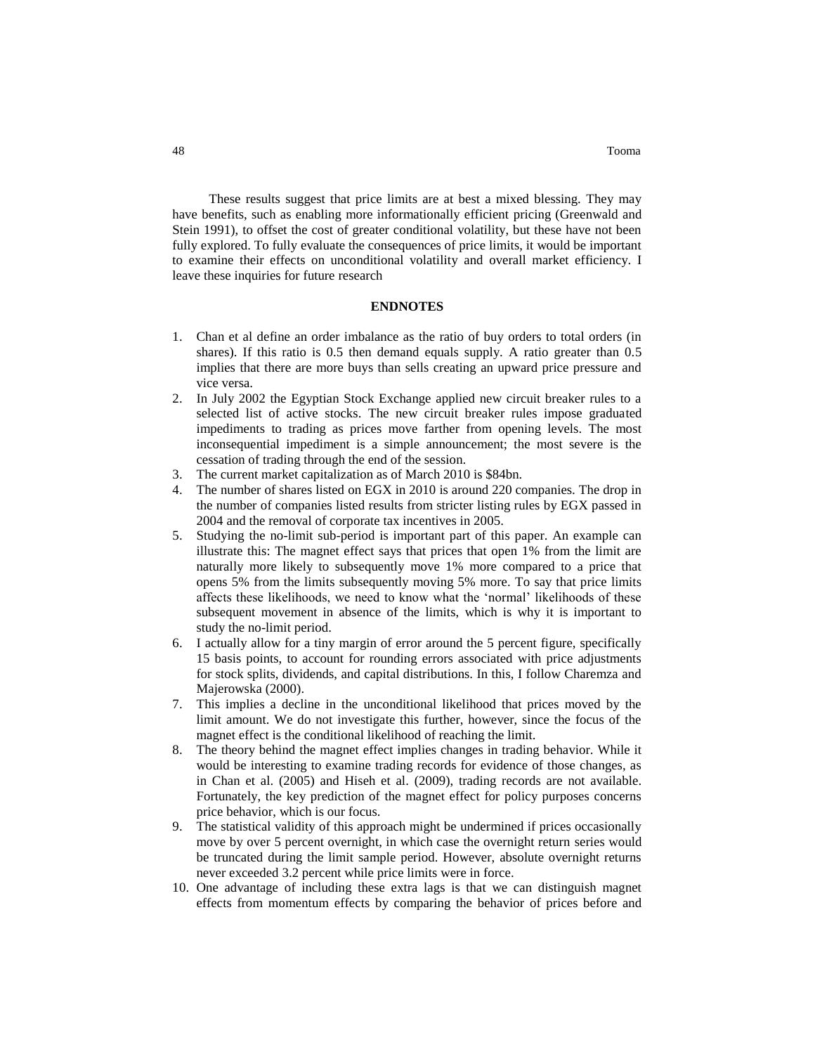These results suggest that price limits are at best a mixed blessing. They may have benefits, such as enabling more informationally efficient pricing (Greenwald and Stein 1991), to offset the cost of greater conditional volatility, but these have not been fully explored. To fully evaluate the consequences of price limits, it would be important to examine their effects on unconditional volatility and overall market efficiency. I leave these inquiries for future research

## ENDNOTES

1. Chan et al define an order imbalance as the ratio of buy orders to total orders (in shares). If this ratio is 0.5 then demand equals supply. A ratio greater than 0.5 implies that there are more buys than sells creating an upward price pressure and vice versa.
2. In July 2002 the Egyptian Stock Exchange applied new circuit breaker rules to a selected list of active stocks. The new circuit breaker rules impose graduated impediments to trading as prices move farther from opening levels. The most inconsequential impediment is a simple announcement; the most severe is the cessation of trading through the end of the session.
3. The current market capitalization as of March 2010 is $84bn.
4. The number of shares listed on EGX in 2010 is around 220 companies. The drop in the number of companies listed results from stricter listing rules by EGX passed in 2004 and the removal of corporate tax incentives in 2005.
5. Studying the no-limit sub-period is important part of this paper. An example can illustrate this: The magnet effect says that prices that open 1% from the limit are naturally more likely to subsequently move 1% more compared to a price that opens 5% from the limits subsequently moving 5% more. To say that price limits affects these likelihoods, we need to know what the 'normal' likelihoods of these subsequent movement in absence of the limits, which is why it is important to study the no-limit period.
6. I actually allow for a tiny margin of error around the 5 percent figure, specifically 15 basis points, to account for rounding errors associated with price adjustments for stock splits, dividends, and capital distributions. In this, I follow Charemza and Majerowska (2000).
7. This implies a decline in the unconditional likelihood that prices moved by the limit amount. We do not investigate this further, however, since the focus of the magnet effect is the conditional likelihood of reaching the limit.
8. The theory behind the magnet effect implies changes in trading behavior. While it would be interesting to examine trading records for evidence of those changes, as in Chan et al. (2005) and Hiseh et al. (2009), trading records are not available. Fortunately, the key prediction of the magnet effect for policy purposes concerns price behavior, which is our focus.
9. The statistical validity of this approach might be undermined if prices occasionally move by over 5 percent overnight, in which case the overnight return series would be truncated during the limit sample period. However, absolute overnight returns never exceeded 3.2 percent while price limits were in force.
10. One advantage of including these extra lags is that we can distinguish magnet effects from momentum effects by comparing the behavior of prices before and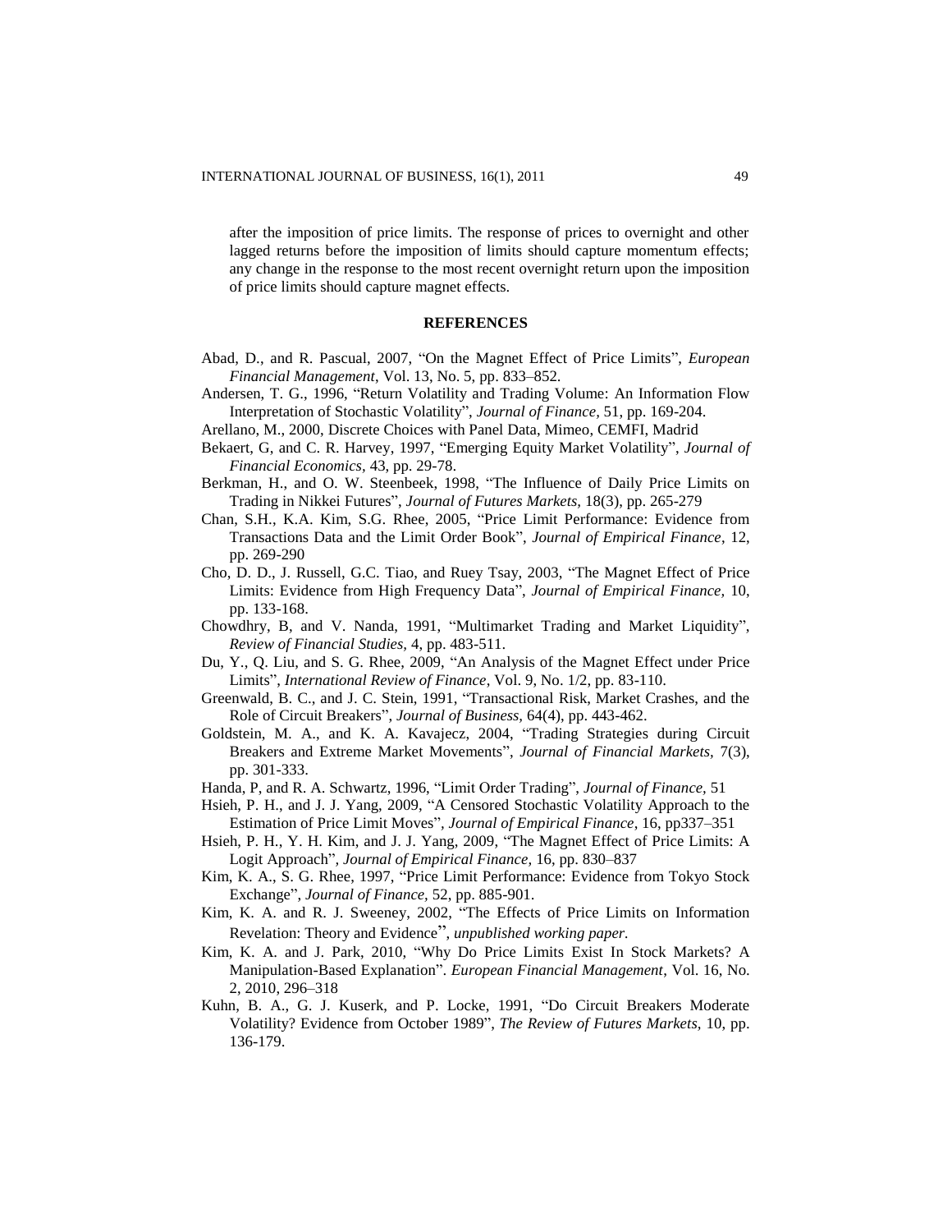after the imposition of price limits. The response of prices to overnight and other lagged returns before the imposition of limits should capture momentum effects; any change in the response to the most recent overnight return upon the imposition of price limits should capture magnet effects.

## REFERENCES

Abad, D., and R. Pascual, 2007, "On the Magnet Effect of Price Limits", *European Financial Management*, Vol. 13, No. 5, pp. 833–852.

Andersen, T. G., 1996, "Return Volatility and Trading Volume: An Information Flow Interpretation of Stochastic Volatility", *Journal of Finance*, 51, pp. 169-204.

Arellano, M., 2000, Discrete Choices with Panel Data, Mimeo, CEMFI, Madrid

Bekaert, G, and C. R. Harvey, 1997, "Emerging Equity Market Volatility", *Journal of Financial Economics*, 43, pp. 29-78.

Berkman, H., and O. W. Steenbeek, 1998, "The Influence of Daily Price Limits on Trading in Nikkei Futures", *Journal of Futures Markets*, 18(3), pp. 265-279

Chan, S.H., K.A. Kim, S.G. Rhee, 2005, "Price Limit Performance: Evidence from Transactions Data and the Limit Order Book", *Journal of Empirical Finance*, 12, pp. 269-290

Cho, D. D., J. Russell, G.C. Tiao, and Ruey Tsay, 2003, "The Magnet Effect of Price Limits: Evidence from High Frequency Data", *Journal of Empirical Finance*, 10, pp. 133-168.

Chowdhry, B, and V. Nanda, 1991, "Multimarket Trading and Market Liquidity", *Review of Financial Studies*, 4, pp. 483-511.

Du, Y., Q. Liu, and S. G. Rhee, 2009, "An Analysis of the Magnet Effect under Price Limits", *International Review of Finance*, Vol. 9, No. 1/2, pp. 83-110.

Greenwald, B. C., and J. C. Stein, 1991, "Transactional Risk, Market Crashes, and the Role of Circuit Breakers", *Journal of Business*, 64(4), pp. 443-462.

Goldstein, M. A., and K. A. Kavajecz, 2004, "Trading Strategies during Circuit Breakers and Extreme Market Movements", *Journal of Financial Markets*, 7(3), pp. 301-333.

Handa, P, and R. A. Schwartz, 1996, "Limit Order Trading", *Journal of Finance*, 51

Hsieh, P. H., and J. J. Yang, 2009, "A Censored Stochastic Volatility Approach to the Estimation of Price Limit Moves", *Journal of Empirical Finance*, 16, pp337–351

Hsieh, P. H., Y. H. Kim, and J. J. Yang, 2009, "The Magnet Effect of Price Limits: A Logit Approach", *Journal of Empirical Finance*, 16, pp. 830–837

Kim, K. A., S. G. Rhee, 1997, "Price Limit Performance: Evidence from Tokyo Stock Exchange", *Journal of Finance*, 52, pp. 885-901.

Kim, K. A. and R. J. Sweeney, 2002, "The Effects of Price Limits on Information Revelation: Theory and Evidence", *unpublished working paper.*

Kim, K. A. and J. Park, 2010, "Why Do Price Limits Exist In Stock Markets? A Manipulation-Based Explanation". *European Financial Management*, Vol. 16, No. 2, 2010, 296–318

Kuhn, B. A., G. J. Kuserk, and P. Locke, 1991, "Do Circuit Breakers Moderate Volatility? Evidence from October 1989", *The Review of Futures Markets*, 10, pp. 136-179.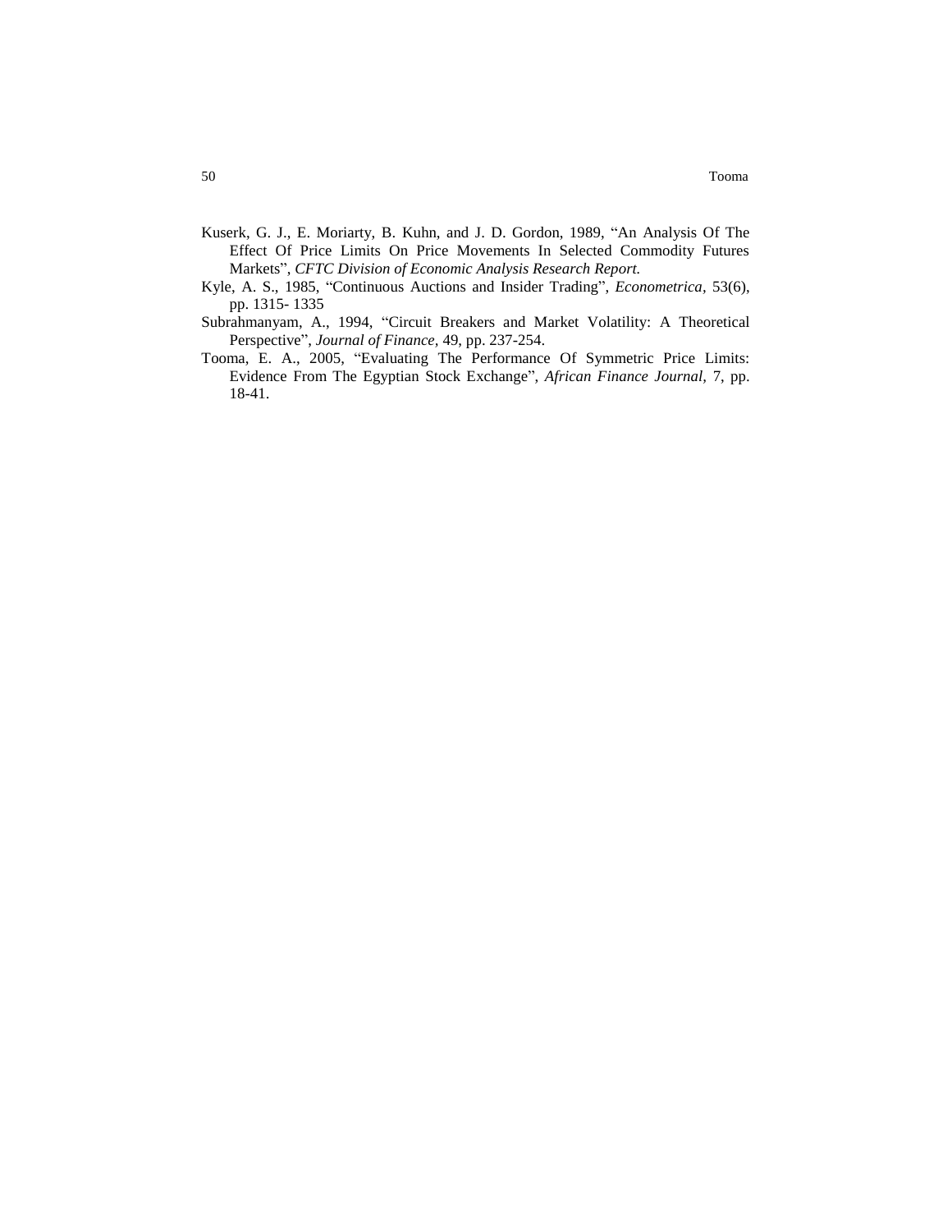Kuserk, G. J., E. Moriarty, B. Kuhn, and J. D. Gordon, 1989, "An Analysis Of The Effect Of Price Limits On Price Movements In Selected Commodity Futures Markets", *CFTC Division of Economic Analysis Research Report.*

Kyle, A. S., 1985, "Continuous Auctions and Insider Trading", *Econometrica*, 53(6), pp. 1315- 1335

Subrahmanyam, A., 1994, "Circuit Breakers and Market Volatility: A Theoretical Perspective", *Journal of Finance*, 49, pp. 237-254.

Tooma, E. A., 2005, "Evaluating The Performance Of Symmetric Price Limits: Evidence From The Egyptian Stock Exchange", *African Finance Journal*, 7, pp. 18-41.